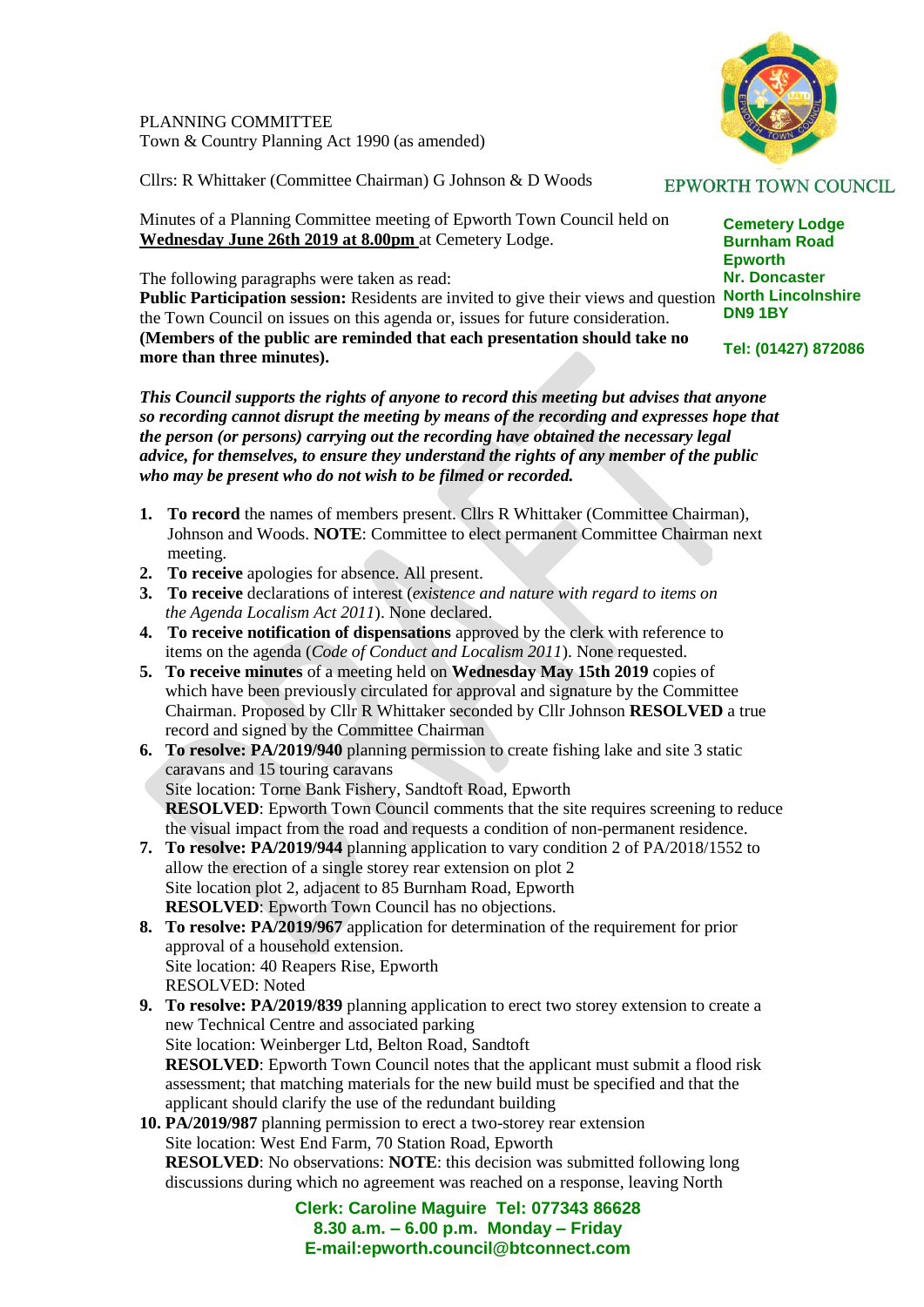PLANNING COMMITTEE
Town & Country Planning Act 1990 (as amended)

Cllrs: R Whittaker (Committee Chairman) G Johnson & D Woods

EPWORTH TOWN COUNCIL

**Cemetery Lodge**
**Burnham Road**
**Epworth**
**Nr. Doncaster**
**North Lincolnshire**
**DN9 1BY**

**Tel: (01427) 872086**

Minutes of a Planning Committee meeting of Epworth Town Council held on **Wednesday June 26th 2019 at 8.00pm** at Cemetery Lodge.

The following paragraphs were taken as read:
**Public Participation session:** Residents are invited to give their views and question the Town Council on issues on this agenda or, issues for future consideration. **(Members of the public are reminded that each presentation should take no more than three minutes).**

***This Council supports the rights of anyone to record this meeting but advises that anyone so recording cannot disrupt the meeting by means of the recording and expresses hope that the person (or persons) carrying out the recording have obtained the necessary legal advice, for themselves, to ensure they understand the rights of any member of the public who may be present who do not wish to be filmed or recorded.***

1. **To record** the names of members present. Cllrs R Whittaker (Committee Chairman), Johnson and Woods. **NOTE**: Committee to elect permanent Committee Chairman next meeting.
2. **To receive** apologies for absence. All present.
3. **To receive** declarations of interest (*existence and nature with regard to items on the Agenda Localism Act 2011*). None declared.
4. **To receive notification of dispensations** approved by the clerk with reference to items on the agenda (*Code of Conduct and Localism 2011*). None requested.
5. **To receive minutes** of a meeting held on **Wednesday May 15th 2019** copies of which have been previously circulated for approval and signature by the Committee Chairman. Proposed by Cllr R Whittaker seconded by Cllr Johnson **RESOLVED** a true record and signed by the Committee Chairman
6. **To resolve: PA/2019/940** planning permission to create fishing lake and site 3 static caravans and 15 touring caravans
   Site location: Torne Bank Fishery, Sandtoft Road, Epworth
   **RESOLVED**: Epworth Town Council comments that the site requires screening to reduce the visual impact from the road and requests a condition of non-permanent residence.
7. **To resolve: PA/2019/944** planning application to vary condition 2 of PA/2018/1552 to allow the erection of a single storey rear extension on plot 2
   Site location plot 2, adjacent to 85 Burnham Road, Epworth
   **RESOLVED**: Epworth Town Council has no objections.
8. **To resolve: PA/2019/967** application for determination of the requirement for prior approval of a household extension.
   Site location: 40 Reapers Rise, Epworth
   RESOLVED: Noted
9. **To resolve: PA/2019/839** planning application to erect two storey extension to create a new Technical Centre and associated parking
   Site location: Weinberger Ltd, Belton Road, Sandtoft
   **RESOLVED**: Epworth Town Council notes that the applicant must submit a flood risk assessment; that matching materials for the new build must be specified and that the applicant should clarify the use of the redundant building
10. **PA/2019/987** planning permission to erect a two-storey rear extension
    Site location: West End Farm, 70 Station Road, Epworth
    **RESOLVED**: No observations: **NOTE**: this decision was submitted following long discussions during which no agreement was reached on a response, leaving North

**Clerk: Caroline Maguire Tel: 077343 86628**
**8.30 a.m. – 6.00 p.m. Monday – Friday**
**E-mail:epworth.council@btconnect.com**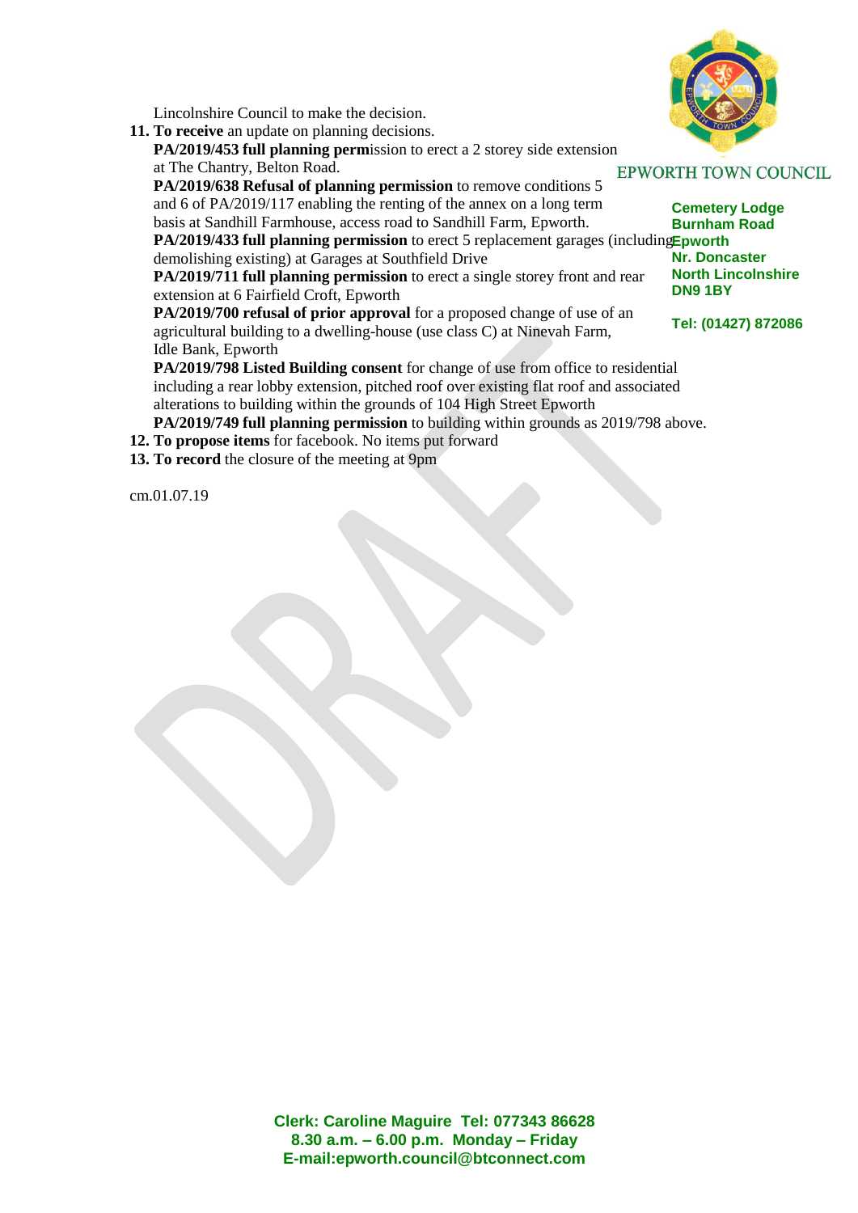Lincolnshire Council to make the decision.

**11. To receive** an update on planning decisions.

**PA/2019/453 full planning perm**ission to erect a 2 storey side extension at The Chantry, Belton Road.

**PA/2019/638 Refusal of planning permission** to remove conditions 5 and 6 of PA/2019/117 enabling the renting of the annex on a long term basis at Sandhill Farmhouse, access road to Sandhill Farm, Epworth.

**PA/2019/433 full planning permission** to erect 5 replacement garages (including demolishing existing) at Garages at Southfield Drive

**PA/2019/711 full planning permission** to erect a single storey front and rear extension at 6 Fairfield Croft, Epworth

**PA/2019/700 refusal of prior approval** for a proposed change of use of an agricultural building to a dwelling-house (use class C) at Ninevah Farm, Idle Bank, Epworth

**PA/2019/798 Listed Building consent** for change of use from office to residential including a rear lobby extension, pitched roof over existing flat roof and associated alterations to building within the grounds of 104 High Street Epworth

**PA/2019/749 full planning permission** to building within grounds as 2019/798 above.

**12. To propose items** for facebook. No items put forward

**13. To record** the closure of the meeting at 9pm

cm.01.07.19

EPWORTH TOWN COUNCIL

**Cemetery Lodge**
**Burnham Road**
**Epworth**
**Nr. Doncaster**
**North Lincolnshire**
**DN9 1BY**

**Tel: (01427) 872086**

**Clerk: Caroline Maguire Tel: 077343 86628**
**8.30 a.m. – 6.00 p.m. Monday – Friday**
**E-mail:epworth.council@btconnect.com**